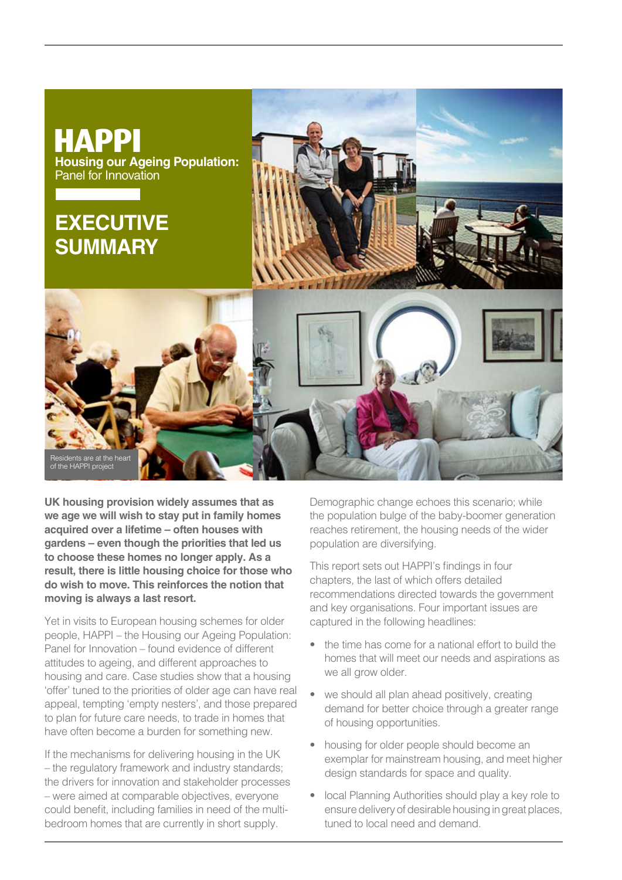# HAPPI

**Housing our Ageing Population:** Panel for Innovation

# EXECUTIVE SUMMARY

Residents are at the heart of the HAPPI project

**UK housing provision widely assumes that as we age we will wish to stay put in family homes acquired over a lifetime – often houses with gardens – even though the priorities that led us to choose these homes no longer apply. As a result, there is little housing choice for those who do wish to move. This reinforces the notion that moving is always a last resort.**

Yet in visits to European housing schemes for older people, HAPPI – the Housing our Ageing Population: Panel for Innovation – found evidence of different attitudes to ageing, and different approaches to housing and care. Case studies show that a housing 'offer' tuned to the priorities of older age can have real appeal, tempting 'empty nesters', and those prepared to plan for future care needs, to trade in homes that have often become a burden for something new.

If the mechanisms for delivering housing in the UK – the regulatory framework and industry standards; the drivers for innovation and stakeholder processes – were aimed at comparable objectives, everyone could benefit, including families in need of the multi-bedroom homes that are currently in short supply.

Demographic change echoes this scenario; while the population bulge of the baby-boomer generation reaches retirement, the housing needs of the wider population are diversifying.

This report sets out HAPPI's findings in four chapters, the last of which offers detailed recommendations directed towards the government and key organisations. Four important issues are captured in the following headlines:

- the time has come for a national effort to build the homes that will meet our needs and aspirations as we all grow older.
- we should all plan ahead positively, creating demand for better choice through a greater range of housing opportunities.
- housing for older people should become an exemplar for mainstream housing, and meet higher design standards for space and quality.
- local Planning Authorities should play a key role to ensure delivery of desirable housing in great places, tuned to local need and demand.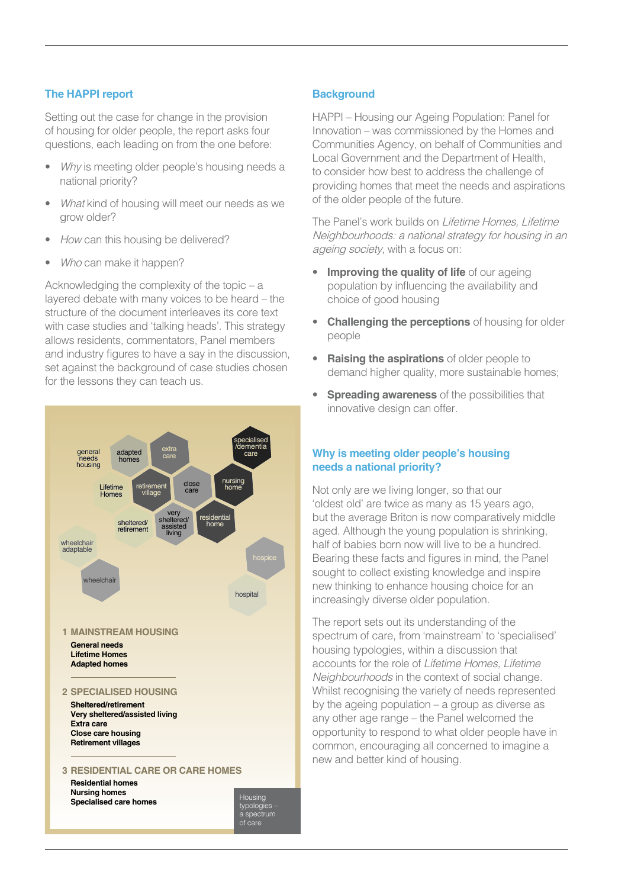## The HAPPI report

Setting out the case for change in the provision of housing for older people, the report asks four questions, each leading on from the one before:

- *Why* is meeting older people's housing needs a national priority?
- *What* kind of housing will meet our needs as we grow older?
- *How* can this housing be delivered?
- *Who* can make it happen?

Acknowledging the complexity of the topic – a layered debate with many voices to be heard – the structure of the document interleaves its core text with case studies and 'talking heads'. This strategy allows residents, commentators, Panel members and industry figures to have a say in the discussion, set against the background of case studies chosen for the lessons they can teach us.

general needs housing · adapted homes · extra care · specialised /dementia care · Lifetime Homes · retirement village · close care · nursing home · sheltered/ retirement · very sheltered/ assisted living · residential home · wheelchair adaptable · hospice · wheelchair · hospital

**1 MAINSTREAM HOUSING**

**General needs**
**Lifetime Homes**
**Adapted homes**

**2 SPECIALISED HOUSING**

**Sheltered/retirement**
**Very sheltered/assisted living**
**Extra care**
**Close care housing**
**Retirement villages**

**3 RESIDENTIAL CARE OR CARE HOMES**

**Residential homes**
**Nursing homes**
**Specialised care homes**

Housing typologies – a spectrum of care

## Background

HAPPI – Housing our Ageing Population: Panel for Innovation – was commissioned by the Homes and Communities Agency, on behalf of Communities and Local Government and the Department of Health, to consider how best to address the challenge of providing homes that meet the needs and aspirations of the older people of the future.

The Panel's work builds on *Lifetime Homes, Lifetime Neighbourhoods: a national strategy for housing in an ageing society*, with a focus on:

- **Improving the quality of life** of our ageing population by influencing the availability and choice of good housing
- **Challenging the perceptions** of housing for older people
- **Raising the aspirations** of older people to demand higher quality, more sustainable homes;
- **Spreading awareness** of the possibilities that innovative design can offer.

## Why is meeting older people's housing needs a national priority?

Not only are we living longer, so that our 'oldest old' are twice as many as 15 years ago, but the average Briton is now comparatively middle aged. Although the young population is shrinking, half of babies born now will live to be a hundred. Bearing these facts and figures in mind, the Panel sought to collect existing knowledge and inspire new thinking to enhance housing choice for an increasingly diverse older population.

The report sets out its understanding of the spectrum of care, from 'mainstream' to 'specialised' housing typologies, within a discussion that accounts for the role of *Lifetime Homes, Lifetime Neighbourhoods* in the context of social change. Whilst recognising the variety of needs represented by the ageing population – a group as diverse as any other age range – the Panel welcomed the opportunity to respond to what older people have in common, encouraging all concerned to imagine a new and better kind of housing.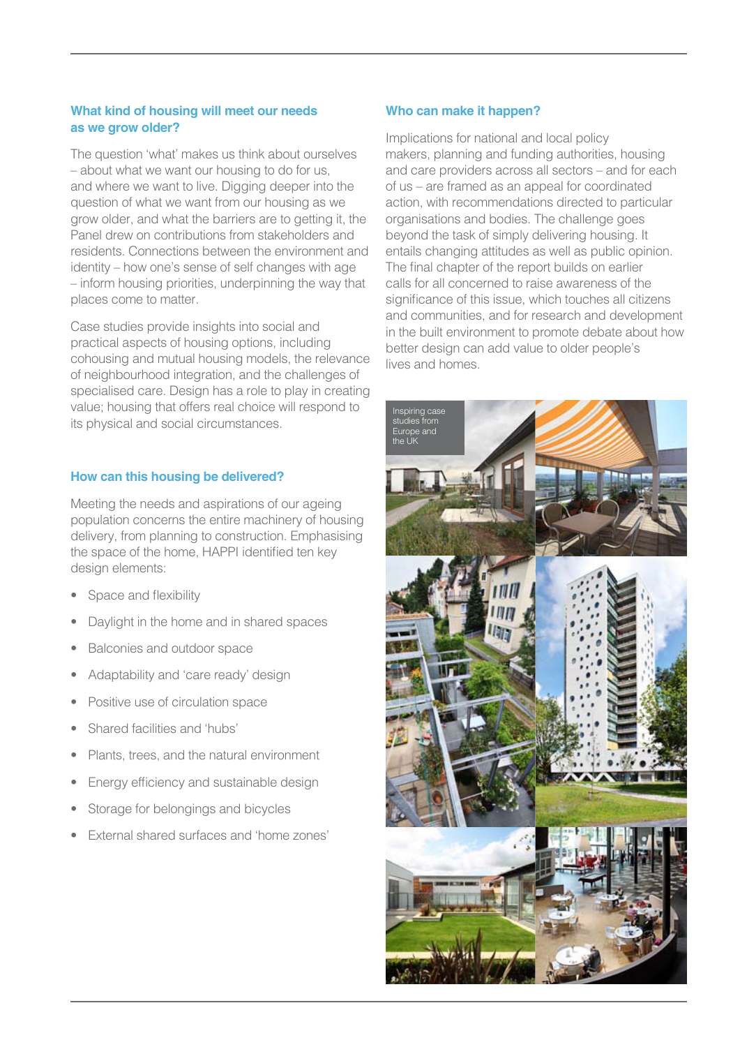## What kind of housing will meet our needs as we grow older?

The question 'what' makes us think about ourselves – about what we want our housing to do for us, and where we want to live. Digging deeper into the question of what we want from our housing as we grow older, and what the barriers are to getting it, the Panel drew on contributions from stakeholders and residents. Connections between the environment and identity – how one's sense of self changes with age – inform housing priorities, underpinning the way that places come to matter.

Case studies provide insights into social and practical aspects of housing options, including cohousing and mutual housing models, the relevance of neighbourhood integration, and the challenges of specialised care. Design has a role to play in creating value; housing that offers real choice will respond to its physical and social circumstances.

## How can this housing be delivered?

Meeting the needs and aspirations of our ageing population concerns the entire machinery of housing delivery, from planning to construction. Emphasising the space of the home, HAPPI identified ten key design elements:

- Space and flexibility
- Daylight in the home and in shared spaces
- Balconies and outdoor space
- Adaptability and 'care ready' design
- Positive use of circulation space
- Shared facilities and 'hubs'
- Plants, trees, and the natural environment
- Energy efficiency and sustainable design
- Storage for belongings and bicycles
- External shared surfaces and 'home zones'

## Who can make it happen?

Implications for national and local policy makers, planning and funding authorities, housing and care providers across all sectors – and for each of us – are framed as an appeal for coordinated action, with recommendations directed to particular organisations and bodies. The challenge goes beyond the task of simply delivering housing. It entails changing attitudes as well as public opinion. The final chapter of the report builds on earlier calls for all concerned to raise awareness of the significance of this issue, which touches all citizens and communities, and for research and development in the built environment to promote debate about how better design can add value to older people's lives and homes.

Inspiring case studies from Europe and the UK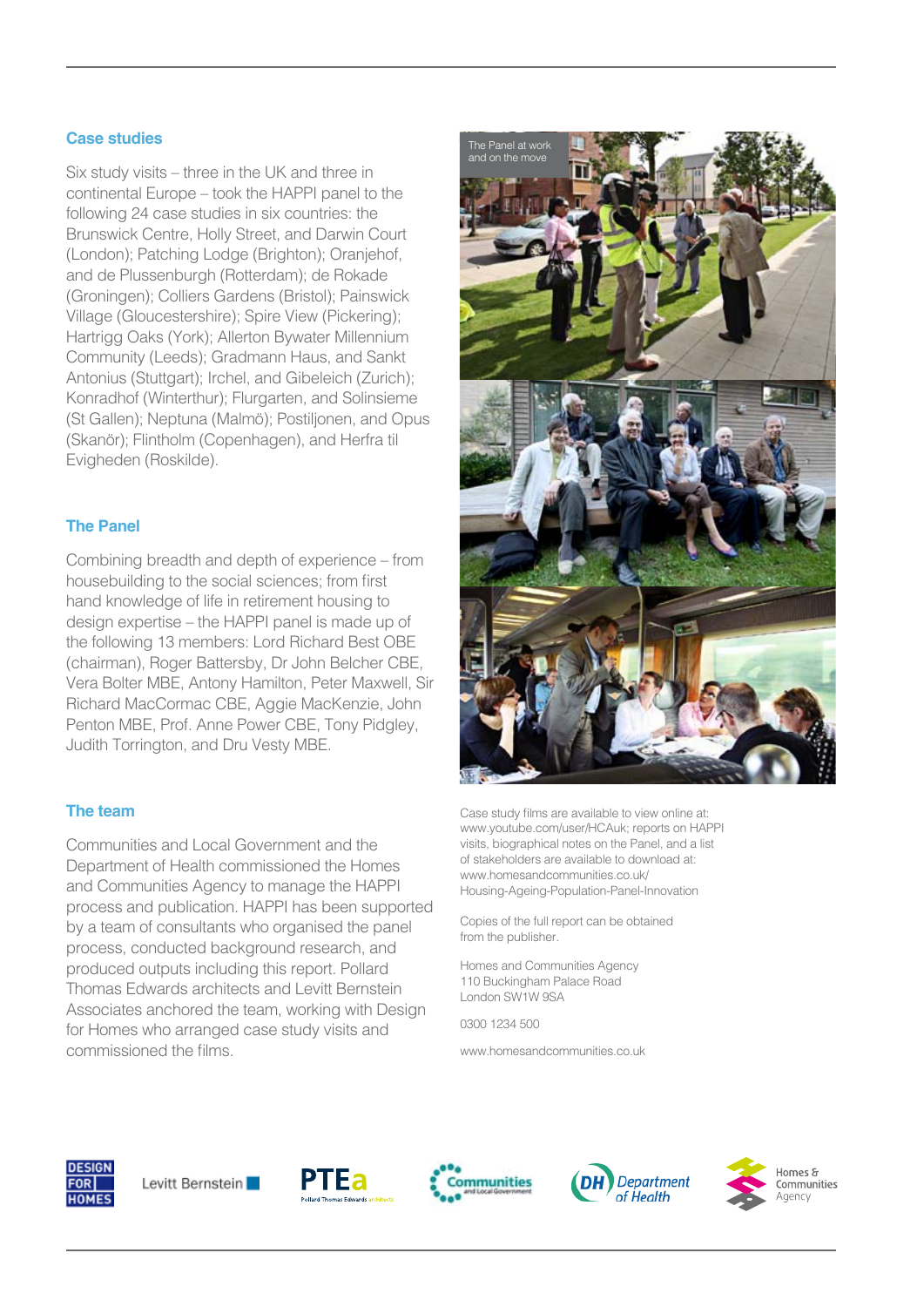## Case studies

Six study visits – three in the UK and three in continental Europe – took the HAPPI panel to the following 24 case studies in six countries: the Brunswick Centre, Holly Street, and Darwin Court (London); Patching Lodge (Brighton); Oranjehof, and de Plussenburgh (Rotterdam); de Rokade (Groningen); Colliers Gardens (Bristol); Painswick Village (Gloucestershire); Spire View (Pickering); Hartrigg Oaks (York); Allerton Bywater Millennium Community (Leeds); Gradmann Haus, and Sankt Antonius (Stuttgart); Irchel, and Gibeleich (Zurich); Konradhof (Winterthur); Flurgarten, and Solinsieme (St Gallen); Neptuna (Malmö); Postiljonen, and Opus (Skanör); Flintholm (Copenhagen), and Herfra til Evigheden (Roskilde).

## The Panel

Combining breadth and depth of experience – from housebuilding to the social sciences; from first hand knowledge of life in retirement housing to design expertise – the HAPPI panel is made up of the following 13 members: Lord Richard Best OBE (chairman), Roger Battersby, Dr John Belcher CBE, Vera Bolter MBE, Antony Hamilton, Peter Maxwell, Sir Richard MacCormac CBE, Aggie MacKenzie, John Penton MBE, Prof. Anne Power CBE, Tony Pidgley, Judith Torrington, and Dru Vesty MBE.

## The team

Communities and Local Government and the Department of Health commissioned the Homes and Communities Agency to manage the HAPPI process and publication. HAPPI has been supported by a team of consultants who organised the panel process, conducted background research, and produced outputs including this report. Pollard Thomas Edwards architects and Levitt Bernstein Associates anchored the team, working with Design for Homes who arranged case study visits and commissioned the films.

The Panel at work and on the move

Case study films are available to view online at: www.youtube.com/user/HCAuk; reports on HAPPI visits, biographical notes on the Panel, and a list of stakeholders are available to download at: www.homesandcommunities.co.uk/Housing-Ageing-Population-Panel-Innovation

Copies of the full report can be obtained from the publisher.

Homes and Communities Agency
110 Buckingham Palace Road
London SW1W 9SA

0300 1234 500

www.homesandcommunities.co.uk

DESIGN FOR HOMES | Levitt Bernstein | PTEa Pollard Thomas Edwards architects | Communities and Local Government | DH Department of Health | Homes & Communities Agency